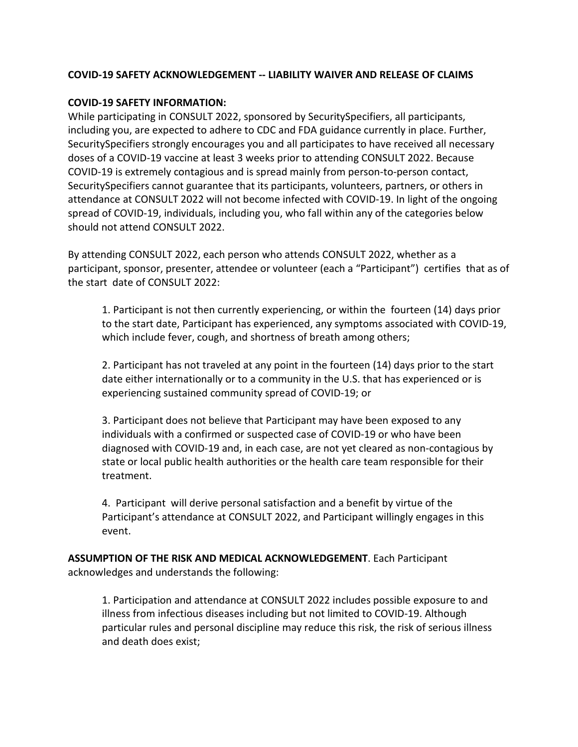**COVID-19 SAFETY ACKNOWLEDGEMENT -- LIABILITY WAIVER AND RELEASE OF CLAIMS**

**COVID-19 SAFETY INFORMATION:**

While participating in CONSULT 2022, sponsored by SecuritySpecifiers, all participants, including you, are expected to adhere to CDC and FDA guidance currently in place. Further, SecuritySpecifiers strongly encourages you and all participates to have received all necessary doses of a COVID-19 vaccine at least 3 weeks prior to attending CONSULT 2022. Because COVID-19 is extremely contagious and is spread mainly from person-to-person contact, SecuritySpecifiers cannot guarantee that its participants, volunteers, partners, or others in attendance at CONSULT 2022 will not become infected with COVID-19. In light of the ongoing spread of COVID-19, individuals, including you, who fall within any of the categories below should not attend CONSULT 2022.

By attending CONSULT 2022, each person who attends CONSULT 2022, whether as a participant, sponsor, presenter, attendee or volunteer (each a "Participant") certifies that as of the start date of CONSULT 2022:

1. Participant is not then currently experiencing, or within the fourteen (14) days prior to the start date, Participant has experienced, any symptoms associated with COVID-19, which include fever, cough, and shortness of breath among others;

2. Participant has not traveled at any point in the fourteen (14) days prior to the start date either internationally or to a community in the U.S. that has experienced or is experiencing sustained community spread of COVID-19; or

3. Participant does not believe that Participant may have been exposed to any individuals with a confirmed or suspected case of COVID-19 or who have been diagnosed with COVID-19 and, in each case, are not yet cleared as non-contagious by state or local public health authorities or the health care team responsible for their treatment.

4. Participant will derive personal satisfaction and a benefit by virtue of the Participant's attendance at CONSULT 2022, and Participant willingly engages in this event.

**ASSUMPTION OF THE RISK AND MEDICAL ACKNOWLEDGEMENT**. Each Participant acknowledges and understands the following:

1. Participation and attendance at CONSULT 2022 includes possible exposure to and illness from infectious diseases including but not limited to COVID-19. Although particular rules and personal discipline may reduce this risk, the risk of serious illness and death does exist;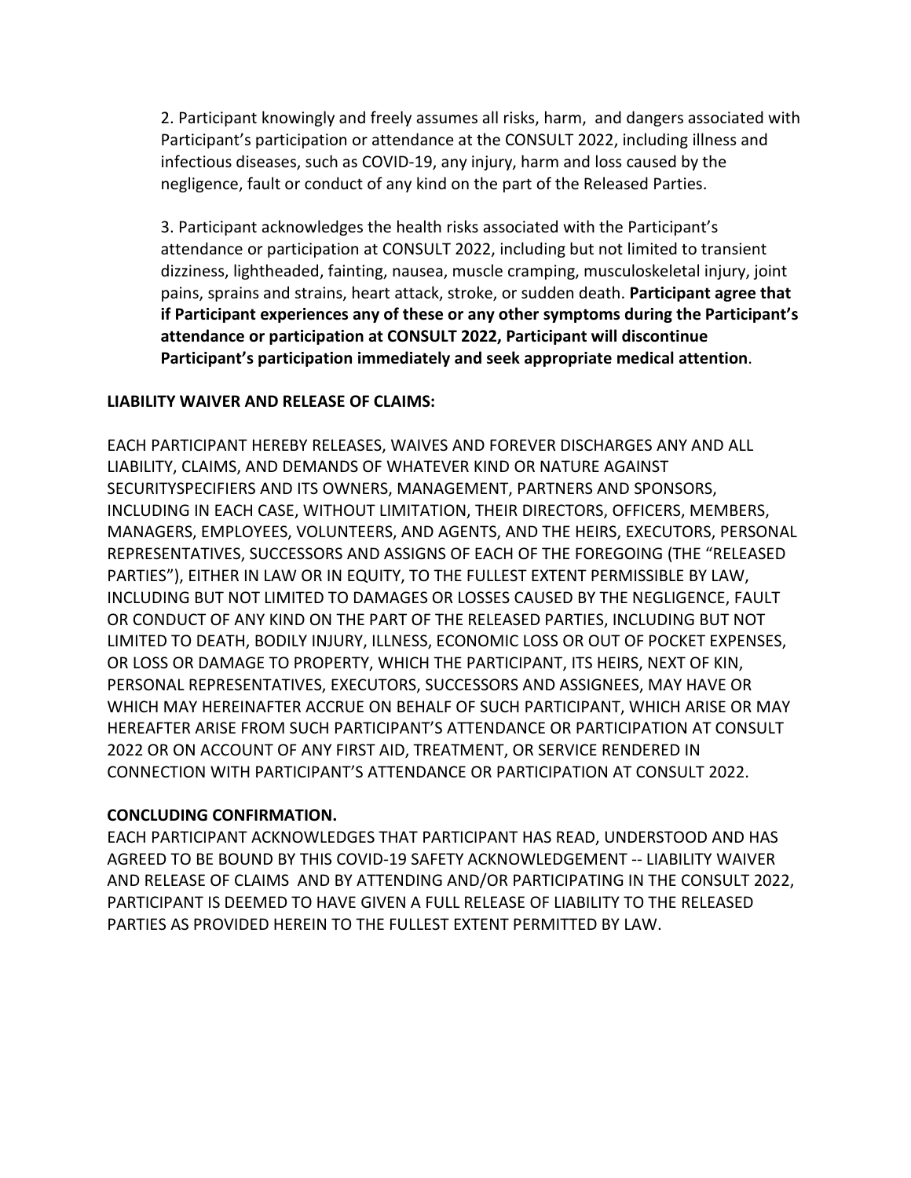2. Participant knowingly and freely assumes all risks, harm, and dangers associated with Participant's participation or attendance at the CONSULT 2022, including illness and infectious diseases, such as COVID-19, any injury, harm and loss caused by the negligence, fault or conduct of any kind on the part of the Released Parties.

3. Participant acknowledges the health risks associated with the Participant's attendance or participation at CONSULT 2022, including but not limited to transient dizziness, lightheaded, fainting, nausea, muscle cramping, musculoskeletal injury, joint pains, sprains and strains, heart attack, stroke, or sudden death. **Participant agree that if Participant experiences any of these or any other symptoms during the Participant's attendance or participation at CONSULT 2022, Participant will discontinue Participant's participation immediately and seek appropriate medical attention**.

**LIABILITY WAIVER AND RELEASE OF CLAIMS:**

EACH PARTICIPANT HEREBY RELEASES, WAIVES AND FOREVER DISCHARGES ANY AND ALL LIABILITY, CLAIMS, AND DEMANDS OF WHATEVER KIND OR NATURE AGAINST SECURITYSPECIFIERS AND ITS OWNERS, MANAGEMENT, PARTNERS AND SPONSORS, INCLUDING IN EACH CASE, WITHOUT LIMITATION, THEIR DIRECTORS, OFFICERS, MEMBERS, MANAGERS, EMPLOYEES, VOLUNTEERS, AND AGENTS, AND THE HEIRS, EXECUTORS, PERSONAL REPRESENTATIVES, SUCCESSORS AND ASSIGNS OF EACH OF THE FOREGOING (THE "RELEASED PARTIES"), EITHER IN LAW OR IN EQUITY, TO THE FULLEST EXTENT PERMISSIBLE BY LAW, INCLUDING BUT NOT LIMITED TO DAMAGES OR LOSSES CAUSED BY THE NEGLIGENCE, FAULT OR CONDUCT OF ANY KIND ON THE PART OF THE RELEASED PARTIES, INCLUDING BUT NOT LIMITED TO DEATH, BODILY INJURY, ILLNESS, ECONOMIC LOSS OR OUT OF POCKET EXPENSES, OR LOSS OR DAMAGE TO PROPERTY, WHICH THE PARTICIPANT, ITS HEIRS, NEXT OF KIN, PERSONAL REPRESENTATIVES, EXECUTORS, SUCCESSORS AND ASSIGNEES, MAY HAVE OR WHICH MAY HEREINAFTER ACCRUE ON BEHALF OF SUCH PARTICIPANT, WHICH ARISE OR MAY HEREAFTER ARISE FROM SUCH PARTICIPANT'S ATTENDANCE OR PARTICIPATION AT CONSULT 2022 OR ON ACCOUNT OF ANY FIRST AID, TREATMENT, OR SERVICE RENDERED IN CONNECTION WITH PARTICIPANT'S ATTENDANCE OR PARTICIPATION AT CONSULT 2022.

**CONCLUDING CONFIRMATION.**

EACH PARTICIPANT ACKNOWLEDGES THAT PARTICIPANT HAS READ, UNDERSTOOD AND HAS AGREED TO BE BOUND BY THIS COVID-19 SAFETY ACKNOWLEDGEMENT -- LIABILITY WAIVER AND RELEASE OF CLAIMS AND BY ATTENDING AND/OR PARTICIPATING IN THE CONSULT 2022, PARTICIPANT IS DEEMED TO HAVE GIVEN A FULL RELEASE OF LIABILITY TO THE RELEASED PARTIES AS PROVIDED HEREIN TO THE FULLEST EXTENT PERMITTED BY LAW.